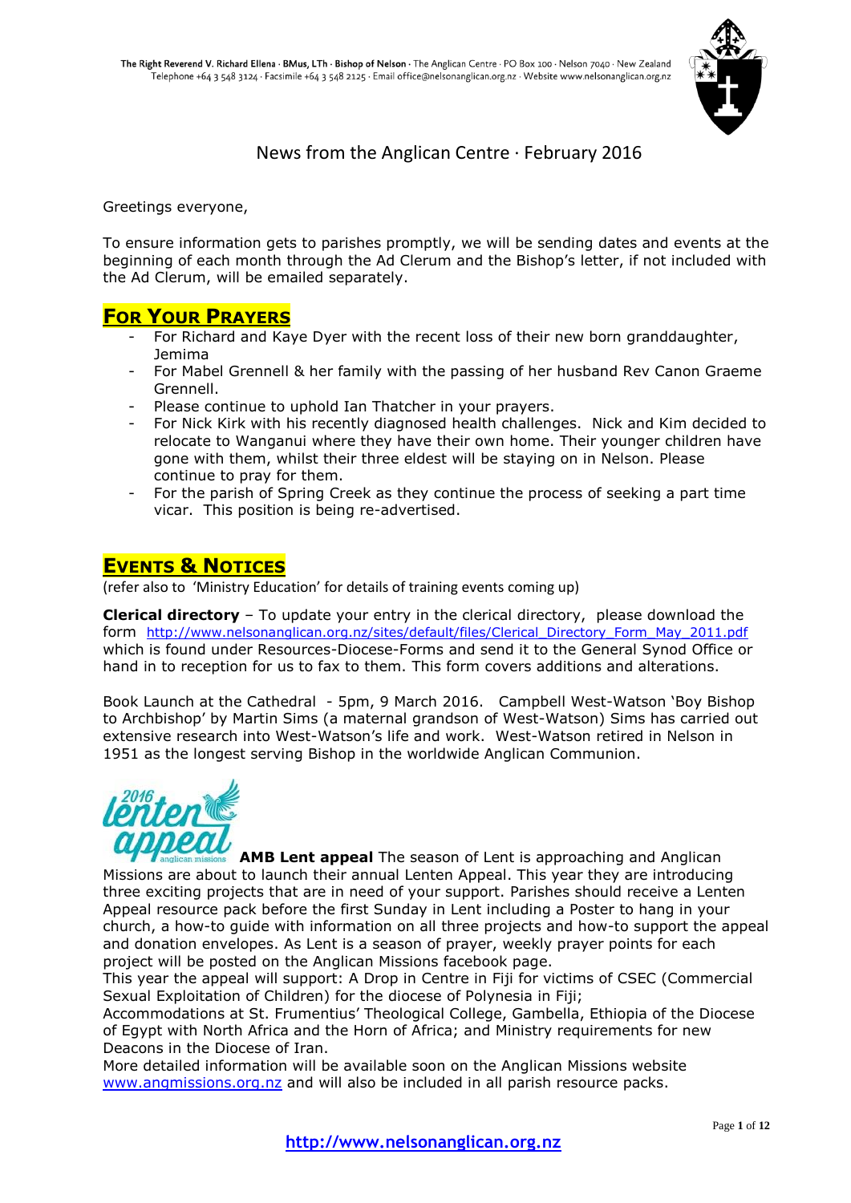The Right Reverend V. Richard Ellena · BMus, LTh · Bishop of Nelson · The Anglican Centre · PO Box 100 · Nelson 7040 · New Zealand
Telephone +64 3 548 3124 · Facsimile +64 3 548 2125 · Email office@nelsonanglican.org.nz · Website www.nelsonanglican.org.nz

# News from the Anglican Centre · February 2016

Greetings everyone,

To ensure information gets to parishes promptly, we will be sending dates and events at the beginning of each month through the Ad Clerum and the Bishop's letter, if not included with the Ad Clerum, will be emailed separately.

## FOR YOUR PRAYERS

- For Richard and Kaye Dyer with the recent loss of their new born granddaughter, Jemima
- For Mabel Grennell & her family with the passing of her husband Rev Canon Graeme Grennell.
- Please continue to uphold Ian Thatcher in your prayers.
- For Nick Kirk with his recently diagnosed health challenges. Nick and Kim decided to relocate to Wanganui where they have their own home. Their younger children have gone with them, whilst their three eldest will be staying on in Nelson. Please continue to pray for them.
- For the parish of Spring Creek as they continue the process of seeking a part time vicar. This position is being re-advertised.

## EVENTS & NOTICES

(refer also to 'Ministry Education' for details of training events coming up)

**Clerical directory** – To update your entry in the clerical directory, please download the form http://www.nelsonanglican.org.nz/sites/default/files/Clerical_Directory_Form_May_2011.pdf which is found under Resources-Diocese-Forms and send it to the General Synod Office or hand in to reception for us to fax to them. This form covers additions and alterations.

Book Launch at the Cathedral - 5pm, 9 March 2016. Campbell West-Watson 'Boy Bishop to Archbishop' by Martin Sims (a maternal grandson of West-Watson) Sims has carried out extensive research into West-Watson's life and work. West-Watson retired in Nelson in 1951 as the longest serving Bishop in the worldwide Anglican Communion.

**AMB Lent appeal** The season of Lent is approaching and Anglican Missions are about to launch their annual Lenten Appeal. This year they are introducing three exciting projects that are in need of your support. Parishes should receive a Lenten Appeal resource pack before the first Sunday in Lent including a Poster to hang in your church, a how-to guide with information on all three projects and how-to support the appeal and donation envelopes. As Lent is a season of prayer, weekly prayer points for each project will be posted on the Anglican Missions facebook page.

This year the appeal will support: A Drop in Centre in Fiji for victims of CSEC (Commercial Sexual Exploitation of Children) for the diocese of Polynesia in Fiji;

Accommodations at St. Frumentius' Theological College, Gambella, Ethiopia of the Diocese of Egypt with North Africa and the Horn of Africa; and Ministry requirements for new Deacons in the Diocese of Iran.

More detailed information will be available soon on the Anglican Missions website www.angmissions.org.nz and will also be included in all parish resource packs.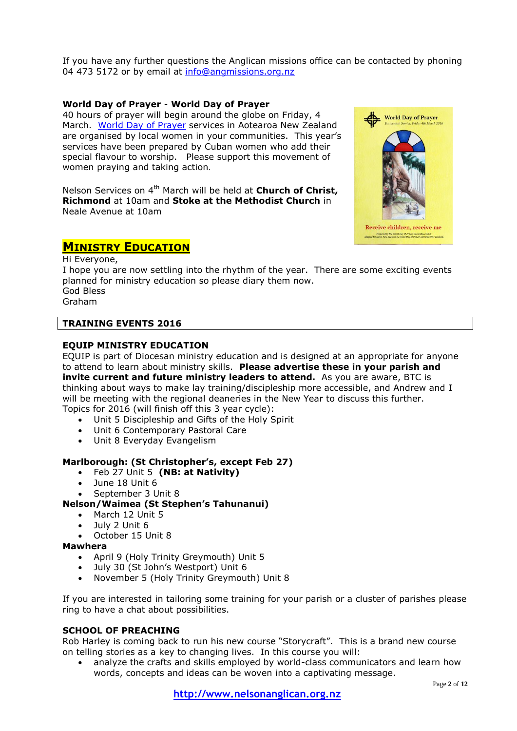If you have any further questions the Anglican missions office can be contacted by phoning 04 473 5172 or by email at info@angmissions.org.nz

**World Day of Prayer** - **World Day of Prayer**

40 hours of prayer will begin around the globe on Friday, 4 March. World Day of Prayer services in Aotearoa New Zealand are organised by local women in your communities. This year's services have been prepared by Cuban women who add their special flavour to worship. Please support this movement of women praying and taking action.

Nelson Services on 4th March will be held at **Church of Christ, Richmond** at 10am and **Stoke at the Methodist Church** in Neale Avenue at 10am

## MINISTRY EDUCATION

Hi Everyone,

I hope you are now settling into the rhythm of the year. There are some exciting events planned for ministry education so please diary them now.

God Bless

Graham

### TRAINING EVENTS 2016

**EQUIP MINISTRY EDUCATION**

EQUIP is part of Diocesan ministry education and is designed at an appropriate for anyone to attend to learn about ministry skills. **Please advertise these in your parish and invite current and future ministry leaders to attend.** As you are aware, BTC is thinking about ways to make lay training/discipleship more accessible, and Andrew and I will be meeting with the regional deaneries in the New Year to discuss this further.

Topics for 2016 (will finish off this 3 year cycle):

- Unit 5 Discipleship and Gifts of the Holy Spirit
- Unit 6 Contemporary Pastoral Care
- Unit 8 Everyday Evangelism

**Marlborough: (St Christopher's, except Feb 27)**

- Feb 27 Unit 5 **(NB: at Nativity)**
- June 18 Unit 6
- September 3 Unit 8

**Nelson/Waimea (St Stephen's Tahunanui)**

- March 12 Unit 5
- July 2 Unit 6
- October 15 Unit 8

**Mawhera**

- April 9 (Holy Trinity Greymouth) Unit 5
- July 30 (St John's Westport) Unit 6
- November 5 (Holy Trinity Greymouth) Unit 8

If you are interested in tailoring some training for your parish or a cluster of parishes please ring to have a chat about possibilities.

**SCHOOL OF PREACHING**

Rob Harley is coming back to run his new course "Storycraft". This is a brand new course on telling stories as a key to changing lives. In this course you will:

- analyze the crafts and skills employed by world-class communicators and learn how words, concepts and ideas can be woven into a captivating message.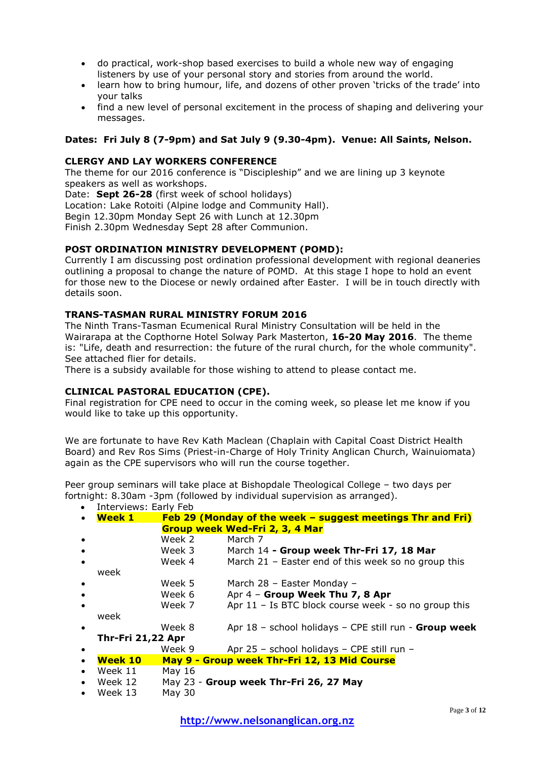- do practical, work-shop based exercises to build a whole new way of engaging listeners by use of your personal story and stories from around the world.
- learn how to bring humour, life, and dozens of other proven 'tricks of the trade' into your talks
- find a new level of personal excitement in the process of shaping and delivering your messages.

**Dates: Fri July 8 (7-9pm) and Sat July 9 (9.30-4pm). Venue: All Saints, Nelson.**

**CLERGY AND LAY WORKERS CONFERENCE**

The theme for our 2016 conference is "Discipleship" and we are lining up 3 keynote speakers as well as workshops.
Date: **Sept 26-28** (first week of school holidays)
Location: Lake Rotoiti (Alpine lodge and Community Hall).
Begin 12.30pm Monday Sept 26 with Lunch at 12.30pm
Finish 2.30pm Wednesday Sept 28 after Communion.

**POST ORDINATION MINISTRY DEVELOPMENT (POMD):**

Currently I am discussing post ordination professional development with regional deaneries outlining a proposal to change the nature of POMD. At this stage I hope to hold an event for those new to the Diocese or newly ordained after Easter. I will be in touch directly with details soon.

**TRANS-TASMAN RURAL MINISTRY FORUM 2016**

The Ninth Trans-Tasman Ecumenical Rural Ministry Consultation will be held in the Wairarapa at the Copthorne Hotel Solway Park Masterton, **16-20 May 2016**. The theme is: "Life, death and resurrection: the future of the rural church, for the whole community". See attached flier for details.
There is a subsidy available for those wishing to attend to please contact me.

**CLINICAL PASTORAL EDUCATION (CPE).**

Final registration for CPE need to occur in the coming week, so please let me know if you would like to take up this opportunity.

We are fortunate to have Rev Kath Maclean (Chaplain with Capital Coast District Health Board) and Rev Ros Sims (Priest-in-Charge of Holy Trinity Anglican Church, Wainuiomata) again as the CPE supervisors who will run the course together.

Peer group seminars will take place at Bishopdale Theological College – two days per fortnight: 8.30am -3pm (followed by individual supervision as arranged).

- Interviews: Early Feb
- **Week 1** **Feb 29 (Monday of the week – suggest meetings Thr and Fri) Group week Wed-Fri 2, 3, 4 Mar**
- Week 2 March 7
- Week 3 March 14 **- Group week Thr-Fri 17, 18 Mar**
- Week 4 March 21 – Easter end of this week so no group this week
- Week 5 March 28 – Easter Monday –
- Week 6 Apr 4 – **Group Week Thu 7, 8 Apr**
- Week 7 Apr 11 – Is BTC block course week - so no group this week
- Week 8 Apr 18 – school holidays – CPE still run - **Group week Thr-Fri 21,22 Apr**
- Week 9 Apr 25 – school holidays – CPE still run –
- **Week 10** **May 9 - Group week Thr-Fri 12, 13 Mid Course**
- Week 11 May 16
- Week 12 May 23 - **Group week Thr-Fri 26, 27 May**
- Week 13 May 30

http://www.nelsonanglican.org.nz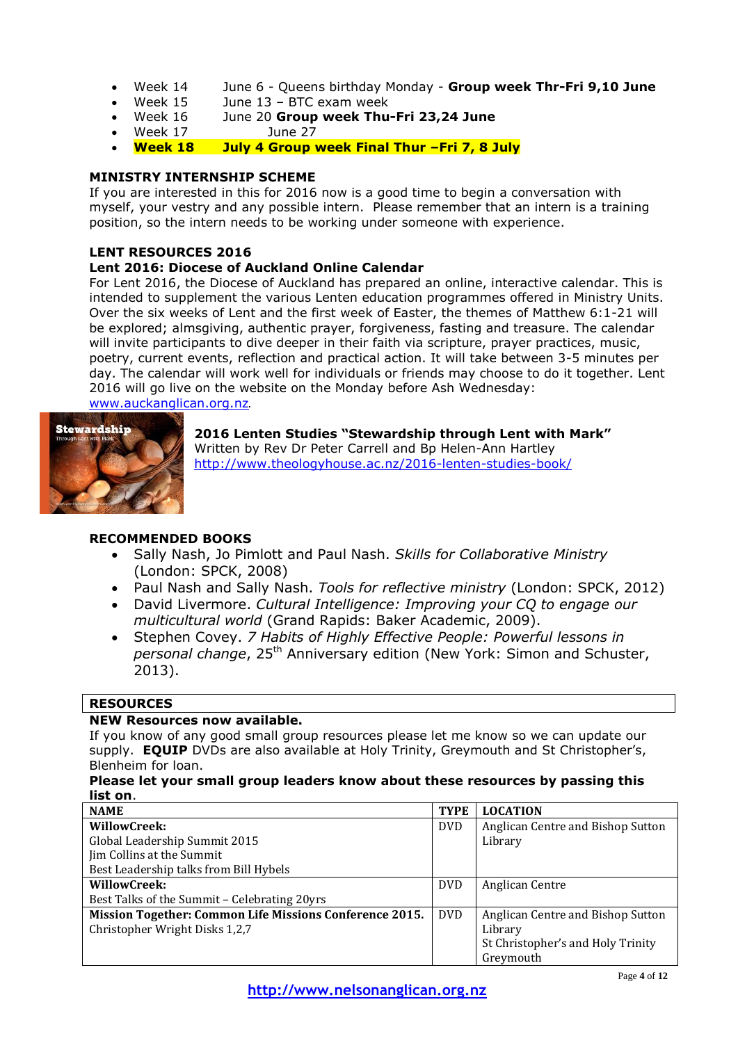- Week 14 June 6 - Queens birthday Monday - **Group week Thr-Fri 9,10 June**
- Week 15 June 13 – BTC exam week
- Week 16 June 20 **Group week Thu-Fri 23,24 June**
- Week 17 June 27
- **Week 18 July 4 Group week Final Thur –Fri 7, 8 July**

**MINISTRY INTERNSHIP SCHEME**

If you are interested in this for 2016 now is a good time to begin a conversation with myself, your vestry and any possible intern. Please remember that an intern is a training position, so the intern needs to be working under someone with experience.

**LENT RESOURCES 2016**

**Lent 2016: Diocese of Auckland Online Calendar**

For Lent 2016, the Diocese of Auckland has prepared an online, interactive calendar. This is intended to supplement the various Lenten education programmes offered in Ministry Units. Over the six weeks of Lent and the first week of Easter, the themes of Matthew 6:1-21 will be explored; almsgiving, authentic prayer, forgiveness, fasting and treasure. The calendar will invite participants to dive deeper in their faith via scripture, prayer practices, music, poetry, current events, reflection and practical action. It will take between 3-5 minutes per day. The calendar will work well for individuals or friends may choose to do it together. Lent 2016 will go live on the website on the Monday before Ash Wednesday: www.auckanglican.org.nz.

**2016 Lenten Studies "Stewardship through Lent with Mark"**
Written by Rev Dr Peter Carrell and Bp Helen-Ann Hartley
http://www.theologyhouse.ac.nz/2016-lenten-studies-book/

**RECOMMENDED BOOKS**

- Sally Nash, Jo Pimlott and Paul Nash. *Skills for Collaborative Ministry* (London: SPCK, 2008)
- Paul Nash and Sally Nash. *Tools for reflective ministry* (London: SPCK, 2012)
- David Livermore. *Cultural Intelligence: Improving your CQ to engage our multicultural world* (Grand Rapids: Baker Academic, 2009).
- Stephen Covey. *7 Habits of Highly Effective People: Powerful lessons in personal change*, 25th Anniversary edition (New York: Simon and Schuster, 2013).

**RESOURCES**

**NEW Resources now available.**

If you know of any good small group resources please let me know so we can update our supply. **EQUIP** DVDs are also available at Holy Trinity, Greymouth and St Christopher's, Blenheim for loan.

**Please let your small group leaders know about these resources by passing this list on.**

| NAME | TYPE | LOCATION |
|---|---|---|
| **WillowCreek:**<br>Global Leadership Summit 2015<br>Jim Collins at the Summit<br>Best Leadership talks from Bill Hybels | DVD | Anglican Centre and Bishop Sutton Library |
| **WillowCreek:**<br>Best Talks of the Summit – Celebrating 20yrs | DVD | Anglican Centre |
| **Mission Together: Common Life Missions Conference 2015.**<br>Christopher Wright Disks 1,2,7 | DVD | Anglican Centre and Bishop Sutton Library<br>St Christopher's and Holy Trinity Greymouth |

http://www.nelsonanglican.org.nz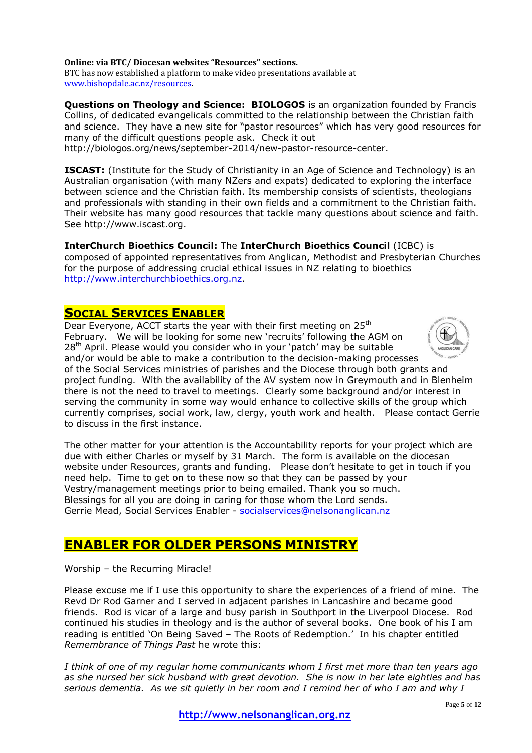**Online: via BTC/ Diocesan websites "Resources" sections.**
BTC has now established a platform to make video presentations available at www.bishopdale.ac.nz/resources.

**Questions on Theology and Science: BIOLOGOS** is an organization founded by Francis Collins, of dedicated evangelicals committed to the relationship between the Christian faith and science. They have a new site for "pastor resources" which has very good resources for many of the difficult questions people ask. Check it out http://biologos.org/news/september-2014/new-pastor-resource-center.

**ISCAST:** (Institute for the Study of Christianity in an Age of Science and Technology) is an Australian organisation (with many NZers and expats) dedicated to exploring the interface between science and the Christian faith. Its membership consists of scientists, theologians and professionals with standing in their own fields and a commitment to the Christian faith. Their website has many good resources that tackle many questions about science and faith. See http://www.iscast.org.

**InterChurch Bioethics Council:** The **InterChurch Bioethics Council** (ICBC) is composed of appointed representatives from Anglican, Methodist and Presbyterian Churches for the purpose of addressing crucial ethical issues in NZ relating to bioethics http://www.interchurchbioethics.org.nz.

## SOCIAL SERVICES ENABLER

Dear Everyone, ACCT starts the year with their first meeting on 25th February. We will be looking for some new 'recruits' following the AGM on 28th April. Please would you consider who in your 'patch' may be suitable and/or would be able to make a contribution to the decision-making processes of the Social Services ministries of parishes and the Diocese through both grants and project funding. With the availability of the AV system now in Greymouth and in Blenheim there is not the need to travel to meetings. Clearly some background and/or interest in serving the community in some way would enhance to collective skills of the group which currently comprises, social work, law, clergy, youth work and health. Please contact Gerrie to discuss in the first instance.

The other matter for your attention is the Accountability reports for your project which are due with either Charles or myself by 31 March. The form is available on the diocesan website under Resources, grants and funding. Please don't hesitate to get in touch if you need help. Time to get on to these now so that they can be passed by your Vestry/management meetings prior to being emailed. Thank you so much.
Blessings for all you are doing in caring for those whom the Lord sends.
Gerrie Mead, Social Services Enabler - socialservices@nelsonanglican.nz

## ENABLER FOR OLDER PERSONS MINISTRY

Worship – the Recurring Miracle!

Please excuse me if I use this opportunity to share the experiences of a friend of mine. The Revd Dr Rod Garner and I served in adjacent parishes in Lancashire and became good friends. Rod is vicar of a large and busy parish in Southport in the Liverpool Diocese. Rod continued his studies in theology and is the author of several books. One book of his I am reading is entitled 'On Being Saved – The Roots of Redemption.' In his chapter entitled *Remembrance of Things Past* he wrote this:

*I think of one of my regular home communicants whom I first met more than ten years ago as she nursed her sick husband with great devotion. She is now in her late eighties and has serious dementia. As we sit quietly in her room and I remind her of who I am and why I*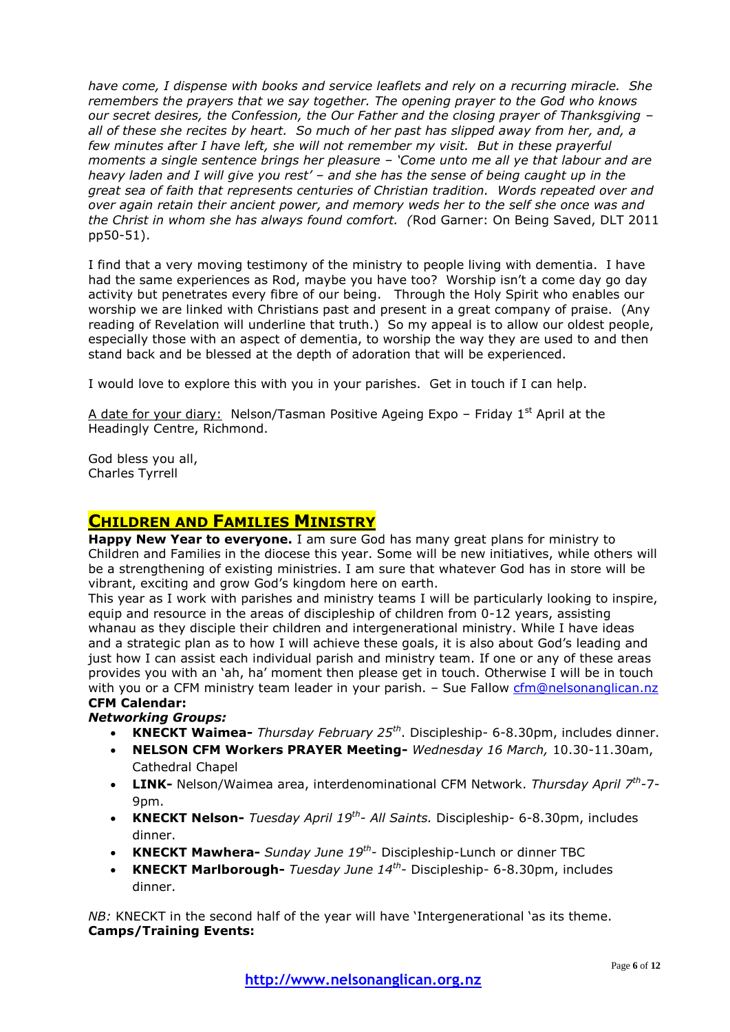*have come, I dispense with books and service leaflets and rely on a recurring miracle. She remembers the prayers that we say together. The opening prayer to the God who knows our secret desires, the Confession, the Our Father and the closing prayer of Thanksgiving – all of these she recites by heart. So much of her past has slipped away from her, and, a few minutes after I have left, she will not remember my visit. But in these prayerful moments a single sentence brings her pleasure – 'Come unto me all ye that labour and are heavy laden and I will give you rest' – and she has the sense of being caught up in the great sea of faith that represents centuries of Christian tradition. Words repeated over and over again retain their ancient power, and memory weds her to the self she once was and the Christ in whom she has always found comfort. (*Rod Garner: On Being Saved, DLT 2011 pp50-51).

I find that a very moving testimony of the ministry to people living with dementia. I have had the same experiences as Rod, maybe you have too? Worship isn't a come day go day activity but penetrates every fibre of our being. Through the Holy Spirit who enables our worship we are linked with Christians past and present in a great company of praise. (Any reading of Revelation will underline that truth.) So my appeal is to allow our oldest people, especially those with an aspect of dementia, to worship the way they are used to and then stand back and be blessed at the depth of adoration that will be experienced.

I would love to explore this with you in your parishes. Get in touch if I can help.

A date for your diary: Nelson/Tasman Positive Ageing Expo – Friday 1st April at the Headingly Centre, Richmond.

God bless you all,
Charles Tyrrell

## CHILDREN AND FAMILIES MINISTRY

**Happy New Year to everyone.** I am sure God has many great plans for ministry to Children and Families in the diocese this year. Some will be new initiatives, while others will be a strengthening of existing ministries. I am sure that whatever God has in store will be vibrant, exciting and grow God's kingdom here on earth.

This year as I work with parishes and ministry teams I will be particularly looking to inspire, equip and resource in the areas of discipleship of children from 0-12 years, assisting whanau as they disciple their children and intergenerational ministry. While I have ideas and a strategic plan as to how I will achieve these goals, it is also about God's leading and just how I can assist each individual parish and ministry team. If one or any of these areas provides you with an 'ah, ha' moment then please get in touch. Otherwise I will be in touch with you or a CFM ministry team leader in your parish. – Sue Fallow cfm@nelsonanglican.nz

**CFM Calendar:**

***Networking Groups:***

- **KNECKT Waimea-** *Thursday February 25th*. Discipleship- 6-8.30pm, includes dinner.
- **NELSON CFM Workers PRAYER Meeting-** *Wednesday 16 March,* 10.30-11.30am, Cathedral Chapel
- **LINK-** Nelson/Waimea area, interdenominational CFM Network. *Thursday April 7th*-7-9pm.
- **KNECKT Nelson-** *Tuesday April 19th- All Saints.* Discipleship- 6-8.30pm, includes dinner.
- **KNECKT Mawhera-** *Sunday June 19th*- Discipleship-Lunch or dinner TBC
- **KNECKT Marlborough-** *Tuesday June 14th*- Discipleship- 6-8.30pm, includes dinner.

*NB:* KNECKT in the second half of the year will have 'Intergenerational 'as its theme.

**Camps/Training Events:**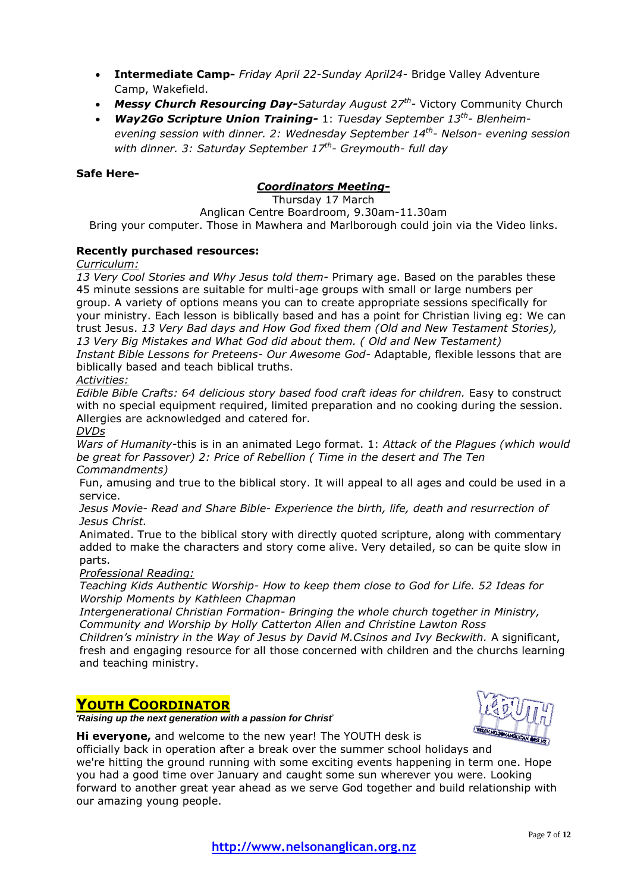- **Intermediate Camp-** *Friday April 22-Sunday April24*- Bridge Valley Adventure Camp, Wakefield.
- ***Messy Church Resourcing Day-****Saturday August 27th*- Victory Community Church
- ***Way2Go Scripture Union Training-*** 1: *Tuesday September 13th- Blenheim- evening session with dinner. 2: Wednesday September 14th- Nelson- evening session with dinner. 3: Saturday September 17th- Greymouth- full day*

**Safe Here-**

***Coordinators Meeting-***

Thursday 17 March

Anglican Centre Boardroom, 9.30am-11.30am

Bring your computer. Those in Mawhera and Marlborough could join via the Video links.

**Recently purchased resources:**

*Curriculum:*

*13 Very Cool Stories and Why Jesus told them*- Primary age. Based on the parables these 45 minute sessions are suitable for multi-age groups with small or large numbers per group. A variety of options means you can to create appropriate sessions specifically for your ministry. Each lesson is biblically based and has a point for Christian living eg: We can trust Jesus. *13 Very Bad days and How God fixed them (Old and New Testament Stories), 13 Very Big Mistakes and What God did about them. ( Old and New Testament)*

*Instant Bible Lessons for Preteens- Our Awesome God*- Adaptable, flexible lessons that are biblically based and teach biblical truths.

*Activities:*

*Edible Bible Crafts: 64 delicious story based food craft ideas for children.* Easy to construct with no special equipment required, limited preparation and no cooking during the session. Allergies are acknowledged and catered for.

*DVDs*

*Wars of Humanity*-this is in an animated Lego format. 1: *Attack of the Plagues (which would be great for Passover) 2: Price of Rebellion ( Time in the desert and The Ten Commandments)*

Fun, amusing and true to the biblical story. It will appeal to all ages and could be used in a service.

*Jesus Movie- Read and Share Bible- Experience the birth, life, death and resurrection of Jesus Christ.*

Animated. True to the biblical story with directly quoted scripture, along with commentary added to make the characters and story come alive. Very detailed, so can be quite slow in parts.

*Professional Reading:*

*Teaching Kids Authentic Worship- How to keep them close to God for Life. 52 Ideas for Worship Moments by Kathleen Chapman*

*Intergenerational Christian Formation- Bringing the whole church together in Ministry, Community and Worship by Holly Catterton Allen and Christine Lawton Ross*

*Children's ministry in the Way of Jesus by David M.Csinos and Ivy Beckwith.* A significant, fresh and engaging resource for all those concerned with children and the churchs learning and teaching ministry.

## Youth Coordinator

***'Raising up the next generation with a passion for Christ'***

**Hi everyone,** and welcome to the new year! The YOUTH desk is officially back in operation after a break over the summer school holidays and we're hitting the ground running with some exciting events happening in term one. Hope you had a good time over January and caught some sun wherever you were. Looking forward to another great year ahead as we serve God together and build relationship with our amazing young people.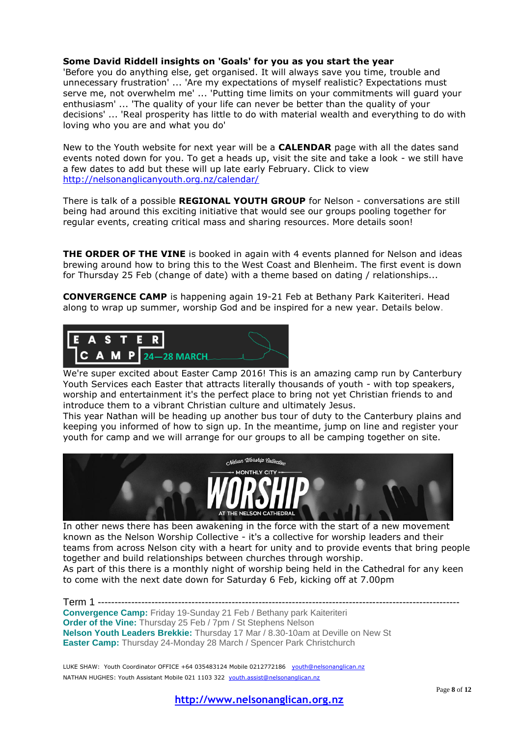**Some David Riddell insights on 'Goals' for you as you start the year**
'Before you do anything else, get organised. It will always save you time, trouble and unnecessary frustration' ... 'Are my expectations of myself realistic? Expectations must serve me, not overwhelm me' ... 'Putting time limits on your commitments will guard your enthusiasm' ... 'The quality of your life can never be better than the quality of your decisions' ... 'Real prosperity has little to do with material wealth and everything to do with loving who you are and what you do'

New to the Youth website for next year will be a **CALENDAR** page with all the dates sand events noted down for you. To get a heads up, visit the site and take a look - we still have a few dates to add but these will up late early February. Click to view http://nelsonanglicanyouth.org.nz/calendar/

There is talk of a possible **REGIONAL YOUTH GROUP** for Nelson - conversations are still being had around this exciting initiative that would see our groups pooling together for regular events, creating critical mass and sharing resources. More details soon!

**THE ORDER OF THE VINE** is booked in again with 4 events planned for Nelson and ideas brewing around how to bring this to the West Coast and Blenheim. The first event is down for Thursday 25 Feb (change of date) with a theme based on dating / relationships...

**CONVERGENCE CAMP** is happening again 19-21 Feb at Bethany Park Kaiteriteri. Head along to wrap up summer, worship God and be inspired for a new year. Details below.

EASTER CAMP 24—28 MARCH

We're super excited about Easter Camp 2016! This is an amazing camp run by Canterbury Youth Services each Easter that attracts literally thousands of youth - with top speakers, worship and entertainment it's the perfect place to bring not yet Christian friends to and introduce them to a vibrant Christian culture and ultimately Jesus.
This year Nathan will be heading up another bus tour of duty to the Canterbury plains and keeping you informed of how to sign up. In the meantime, jump on line and register your youth for camp and we will arrange for our groups to all be camping together on site.

Nelson Worship Collective — MONTHLY CITY WORSHIP — AT THE NELSON CATHEDRAL

In other news there has been awakening in the force with the start of a new movement known as the Nelson Worship Collective - it's a collective for worship leaders and their teams from across Nelson city with a heart for unity and to provide events that bring people together and build relationships between churches through worship.
As part of this there is a monthly night of worship being held in the Cathedral for any keen to come with the next date down for Saturday 6 Feb, kicking off at 7.00pm

Term 1 ----------------------------------------------------------------------------------------------------------

**Convergence Camp:** Friday 19-Sunday 21 Feb / Bethany park Kaiteriteri
**Order of the Vine:** Thursday 25 Feb / 7pm / St Stephens Nelson
**Nelson Youth Leaders Brekkie:** Thursday 17 Mar / 8.30-10am at Deville on New St
**Easter Camp:** Thursday 24-Monday 28 March / Spencer Park Christchurch

LUKE SHAW: Youth Coordinator OFFICE +64 035483124 Mobile 0212772186 youth@nelsonanglican.nz
NATHAN HUGHES: Youth Assistant Mobile 021 1103 322 youth.assist@nelsonanglican.nz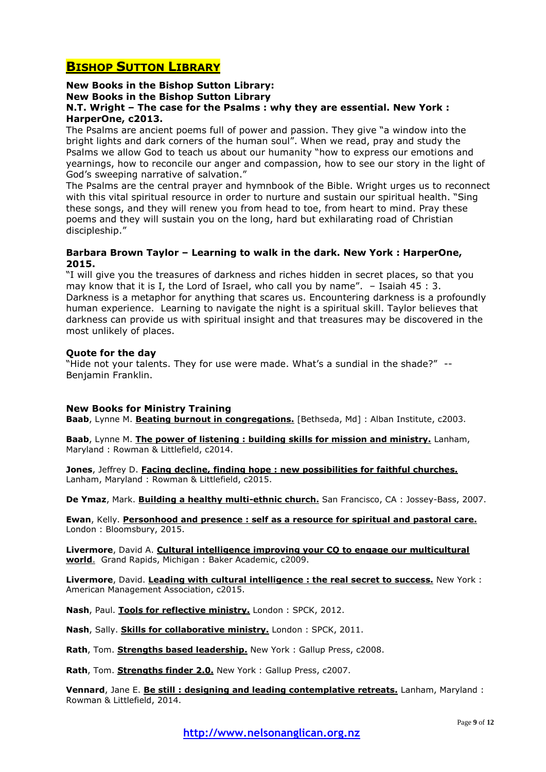# **Bishop Sutton Library**

**New Books in the Bishop Sutton Library:**
**New Books in the Bishop Sutton Library**
**N.T. Wright – The case for the Psalms : why they are essential. New York : HarperOne, c2013.**

The Psalms are ancient poems full of power and passion. They give "a window into the bright lights and dark corners of the human soul". When we read, pray and study the Psalms we allow God to teach us about our humanity "how to express our emotions and yearnings, how to reconcile our anger and compassion, how to see our story in the light of God's sweeping narrative of salvation."

The Psalms are the central prayer and hymnbook of the Bible. Wright urges us to reconnect with this vital spiritual resource in order to nurture and sustain our spiritual health. "Sing these songs, and they will renew you from head to toe, from heart to mind. Pray these poems and they will sustain you on the long, hard but exhilarating road of Christian discipleship."

**Barbara Brown Taylor – Learning to walk in the dark. New York : HarperOne, 2015.**

"I will give you the treasures of darkness and riches hidden in secret places, so that you may know that it is I, the Lord of Israel, who call you by name". – Isaiah 45 : 3.
Darkness is a metaphor for anything that scares us. Encountering darkness is a profoundly human experience. Learning to navigate the night is a spiritual skill. Taylor believes that darkness can provide us with spiritual insight and that treasures may be discovered in the most unlikely of places.

**Quote for the day**
"Hide not your talents. They for use were made. What's a sundial in the shade?" -- Benjamin Franklin.

**New Books for Ministry Training**

**Baab**, Lynne M. **Beating burnout in congregations.** [Bethseda, Md] : Alban Institute, c2003.

**Baab**, Lynne M. **The power of listening : building skills for mission and ministry.** Lanham, Maryland : Rowman & Littlefield, c2014.

**Jones**, Jeffrey D. **Facing decline, finding hope : new possibilities for faithful churches.** Lanham, Maryland : Rowman & Littlefield, c2015.

**De Ymaz**, Mark. **Building a healthy multi-ethnic church.** San Francisco, CA : Jossey-Bass, 2007.

**Ewan**, Kelly. **Personhood and presence : self as a resource for spiritual and pastoral care.** London : Bloomsbury, 2015.

**Livermore**, David A. **Cultural intelligence improving your CQ to engage our multicultural world**. Grand Rapids, Michigan : Baker Academic, c2009.

**Livermore**, David. **Leading with cultural intelligence : the real secret to success.** New York : American Management Association, c2015.

**Nash**, Paul. **Tools for reflective ministry.** London : SPCK, 2012.

**Nash**, Sally. **Skills for collaborative ministry.** London : SPCK, 2011.

**Rath**, Tom. **Strengths based leadership.** New York : Gallup Press, c2008.

**Rath**, Tom. **Strengths finder 2.0.** New York : Gallup Press, c2007.

**Vennard**, Jane E. **Be still : designing and leading contemplative retreats.** Lanham, Maryland : Rowman & Littlefield, 2014.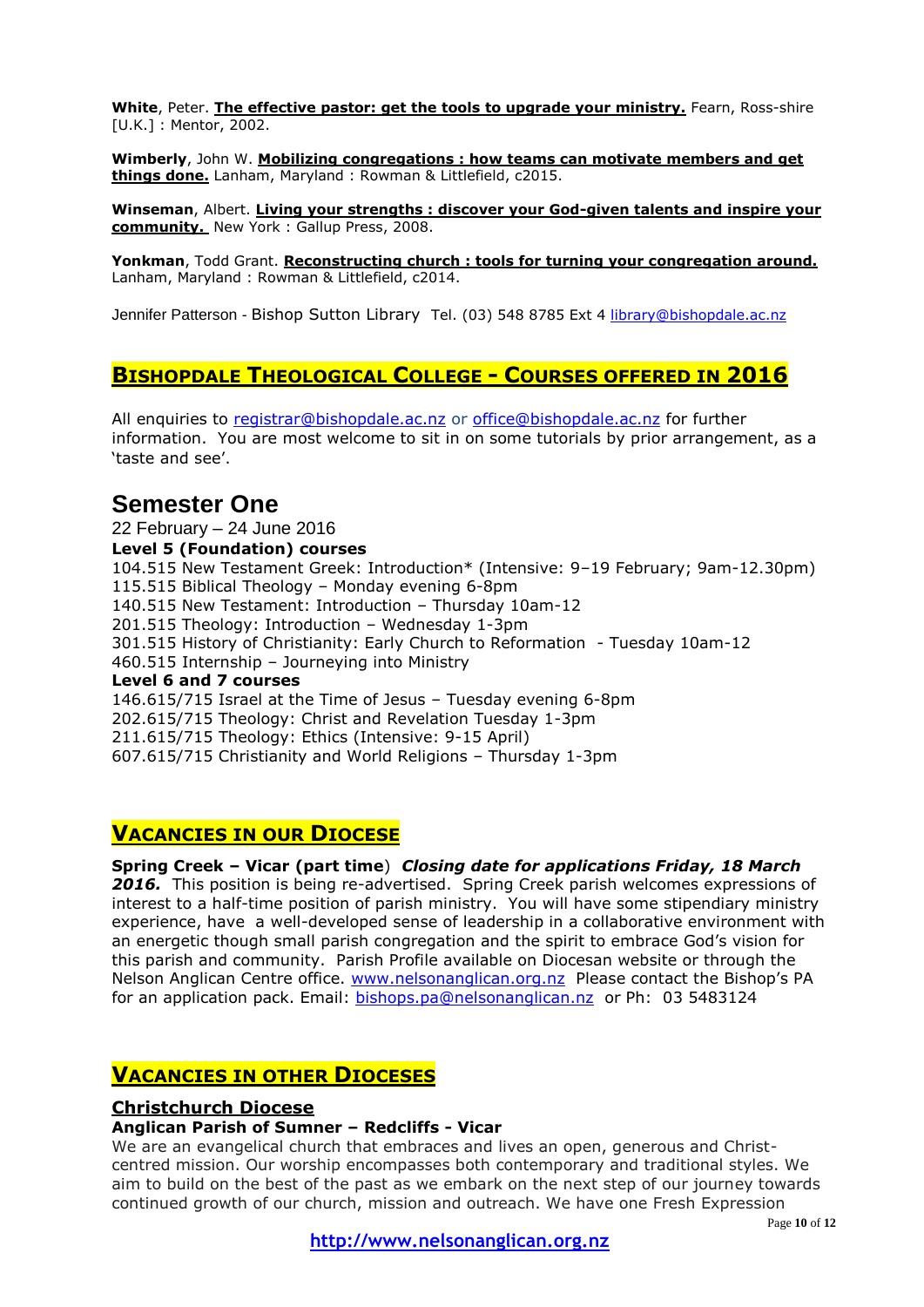**White**, Peter. **The effective pastor: get the tools to upgrade your ministry.** Fearn, Ross-shire [U.K.] : Mentor, 2002.

**Wimberly**, John W. **Mobilizing congregations : how teams can motivate members and get things done.** Lanham, Maryland : Rowman & Littlefield, c2015.

**Winseman**, Albert. **Living your strengths : discover your God-given talents and inspire your community.** New York : Gallup Press, 2008.

**Yonkman**, Todd Grant. **Reconstructing church : tools for turning your congregation around.** Lanham, Maryland : Rowman & Littlefield, c2014.

Jennifer Patterson - Bishop Sutton Library Tel. (03) 548 8785 Ext 4 library@bishopdale.ac.nz

## BISHOPDALE THEOLOGICAL COLLEGE - COURSES OFFERED IN 2016

All enquiries to registrar@bishopdale.ac.nz or office@bishopdale.ac.nz for further information. You are most welcome to sit in on some tutorials by prior arrangement, as a 'taste and see'.

# Semester One

22 February – 24 June 2016

**Level 5 (Foundation) courses**

104.515 New Testament Greek: Introduction* (Intensive: 9–19 February; 9am-12.30pm)
115.515 Biblical Theology – Monday evening 6-8pm
140.515 New Testament: Introduction – Thursday 10am-12
201.515 Theology: Introduction – Wednesday 1-3pm
301.515 History of Christianity: Early Church to Reformation - Tuesday 10am-12
460.515 Internship – Journeying into Ministry

**Level 6 and 7 courses**

146.615/715 Israel at the Time of Jesus – Tuesday evening 6-8pm
202.615/715 Theology: Christ and Revelation Tuesday 1-3pm
211.615/715 Theology: Ethics (Intensive: 9-15 April)
607.615/715 Christianity and World Religions – Thursday 1-3pm

## VACANCIES IN OUR DIOCESE

**Spring Creek – Vicar (part time**) ***Closing date for applications Friday, 18 March 2016.*** This position is being re-advertised. Spring Creek parish welcomes expressions of interest to a half-time position of parish ministry. You will have some stipendiary ministry experience, have a well-developed sense of leadership in a collaborative environment with an energetic though small parish congregation and the spirit to embrace God's vision for this parish and community. Parish Profile available on Diocesan website or through the Nelson Anglican Centre office. www.nelsonanglican.org.nz Please contact the Bishop's PA for an application pack. Email: bishops.pa@nelsonanglican.nz or Ph: 03 5483124

## VACANCIES IN OTHER DIOCESES

### Christchurch Diocese

**Anglican Parish of Sumner – Redcliffs - Vicar**

We are an evangelical church that embraces and lives an open, generous and Christ-centred mission. Our worship encompasses both contemporary and traditional styles. We aim to build on the best of the past as we embark on the next step of our journey towards continued growth of our church, mission and outreach. We have one Fresh Expression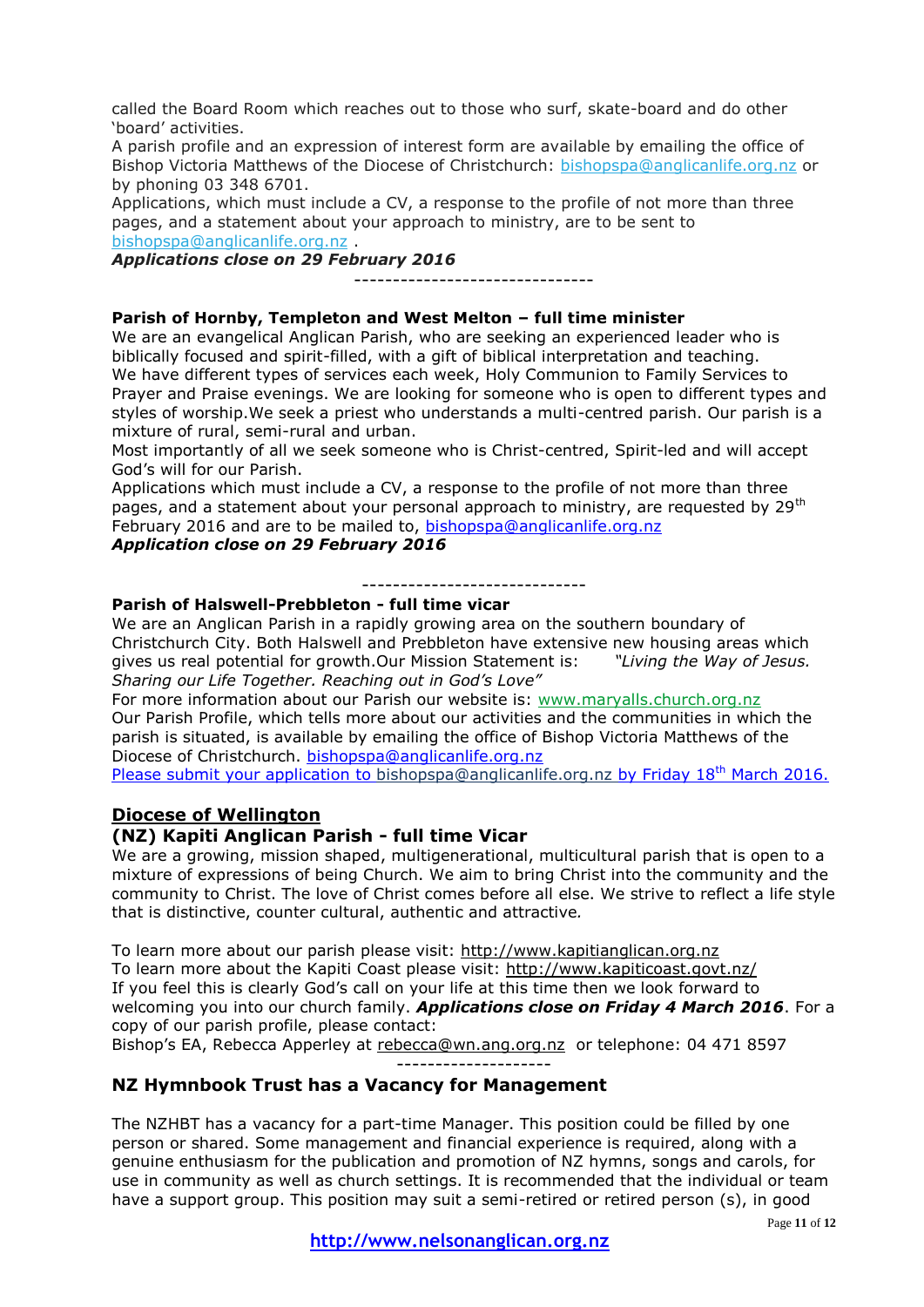called the Board Room which reaches out to those who surf, skate-board and do other 'board' activities.

A parish profile and an expression of interest form are available by emailing the office of Bishop Victoria Matthews of the Diocese of Christchurch: bishopspa@anglicanlife.org.nz or by phoning 03 348 6701.

Applications, which must include a CV, a response to the profile of not more than three pages, and a statement about your approach to ministry, are to be sent to bishopspa@anglicanlife.org.nz .

***Applications close on 29 February 2016***

-------------------------------

**Parish of Hornby, Templeton and West Melton – full time minister**

We are an evangelical Anglican Parish, who are seeking an experienced leader who is biblically focused and spirit-filled, with a gift of biblical interpretation and teaching.

We have different types of services each week, Holy Communion to Family Services to Prayer and Praise evenings. We are looking for someone who is open to different types and styles of worship.We seek a priest who understands a multi-centred parish. Our parish is a mixture of rural, semi-rural and urban.

Most importantly of all we seek someone who is Christ-centred, Spirit-led and will accept God's will for our Parish.

Applications which must include a CV, a response to the profile of not more than three pages, and a statement about your personal approach to ministry, are requested by 29th February 2016 and are to be mailed to, bishopspa@anglicanlife.org.nz

***Application close on 29 February 2016***

-----------------------------

**Parish of Halswell-Prebbleton - full time vicar**

We are an Anglican Parish in a rapidly growing area on the southern boundary of Christchurch City. Both Halswell and Prebbleton have extensive new housing areas which gives us real potential for growth.Our Mission Statement is: *"Living the Way of Jesus. Sharing our Life Together. Reaching out in God's Love"*

For more information about our Parish our website is: www.maryalls.church.org.nz

Our Parish Profile, which tells more about our activities and the communities in which the parish is situated, is available by emailing the office of Bishop Victoria Matthews of the Diocese of Christchurch. bishopspa@anglicanlife.org.nz

Please submit your application to bishopspa@anglicanlife.org.nz by Friday 18th March 2016.

## Diocese of Wellington

### (NZ) Kapiti Anglican Parish - full time Vicar

We are a growing, mission shaped, multigenerational, multicultural parish that is open to a mixture of expressions of being Church. We aim to bring Christ into the community and the community to Christ. The love of Christ comes before all else. We strive to reflect a life style that is distinctive, counter cultural, authentic and attractive.

To learn more about our parish please visit: http://www.kapitianglican.org.nz
To learn more about the Kapiti Coast please visit: http://www.kapiticoast.govt.nz/
If you feel this is clearly God's call on your life at this time then we look forward to welcoming you into our church family. ***Applications close on Friday 4 March 2016***. For a copy of our parish profile, please contact:
Bishop's EA, Rebecca Apperley at rebecca@wn.ang.org.nz or telephone: 04 471 8597

--------------------

### NZ Hymnbook Trust has a Vacancy for Management

The NZHBT has a vacancy for a part-time Manager. This position could be filled by one person or shared. Some management and financial experience is required, along with a genuine enthusiasm for the publication and promotion of NZ hymns, songs and carols, for use in community as well as church settings. It is recommended that the individual or team have a support group. This position may suit a semi-retired or retired person (s), in good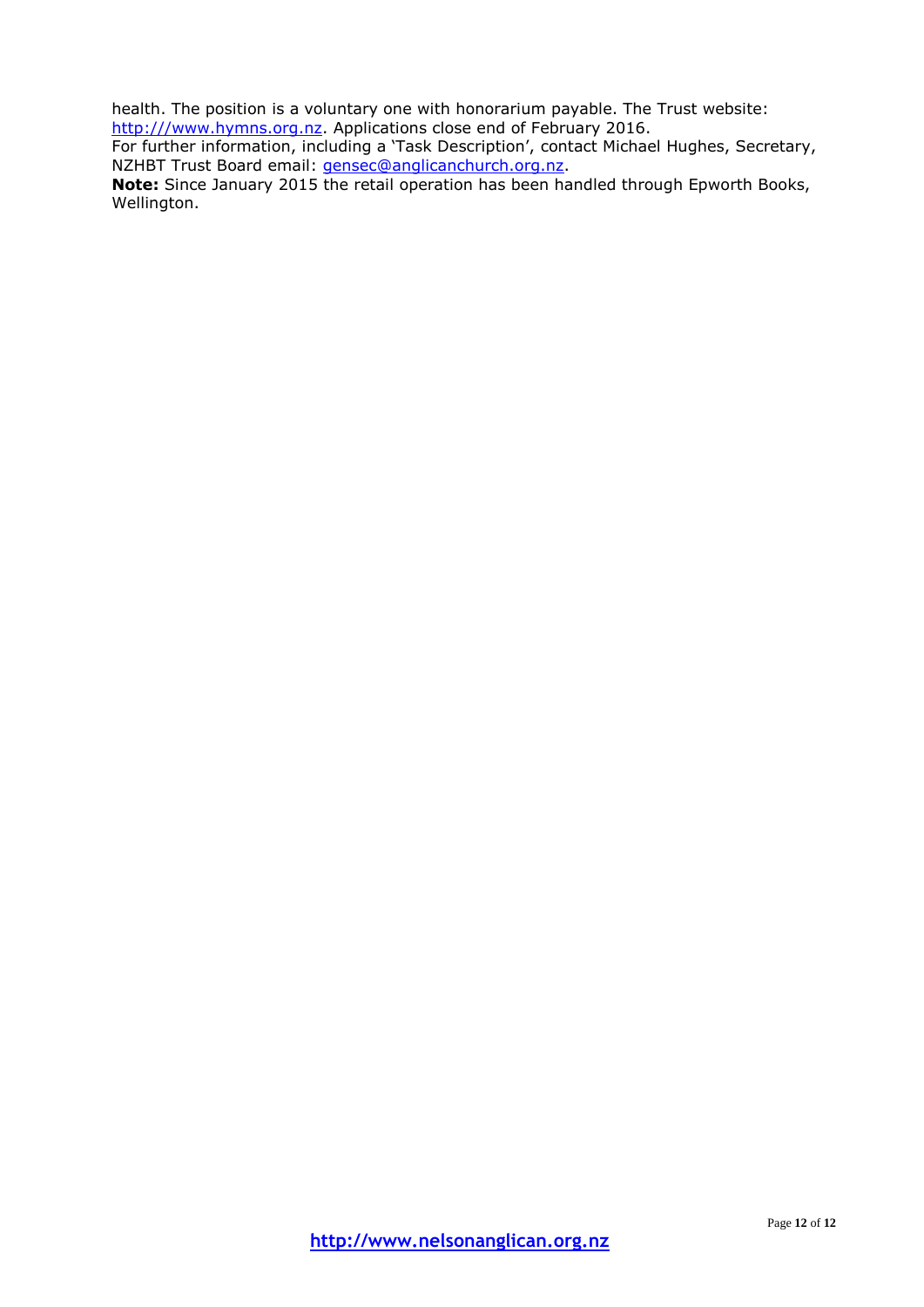health. The position is a voluntary one with honorarium payable. The Trust website: http:///www.hymns.org.nz. Applications close end of February 2016.
For further information, including a 'Task Description', contact Michael Hughes, Secretary, NZHBT Trust Board email: gensec@anglicanchurch.org.nz.
**Note:** Since January 2015 the retail operation has been handled through Epworth Books, Wellington.